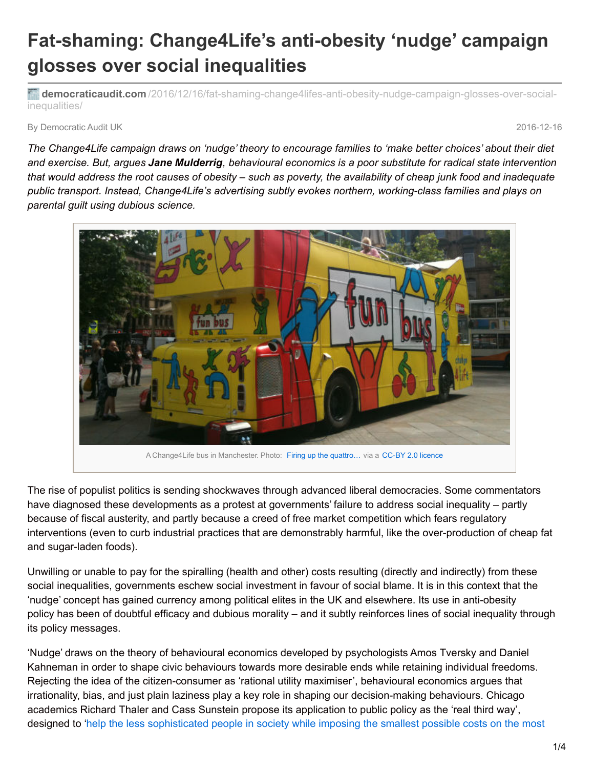# Fat-shaming: Change4Life's anti-obesity 'nudge' campaign glosses over social inequalities

democraticaudit.com/2016/12/16/fat-shaming-change4lifes-anti-obesity-nudge-campaign-glosses-over-social-inequalities/

By Democratic Audit UK

2016-12-16

*The Change4Life campaign draws on 'nudge' theory to encourage families to 'make better choices' about their diet and exercise. But, argues **Jane Mulderrig**, behavioural economics is a poor substitute for radical state intervention that would address the root causes of obesity – such as poverty, the availability of cheap junk food and inadequate public transport. Instead, Change4Life's advertising subtly evokes northern, working-class families and plays on parental guilt using dubious science.*

A Change4Life bus in Manchester. Photo: Firing up the quattro… via a CC-BY 2.0 licence

The rise of populist politics is sending shockwaves through advanced liberal democracies. Some commentators have diagnosed these developments as a protest at governments' failure to address social inequality – partly because of fiscal austerity, and partly because a creed of free market competition which fears regulatory interventions (even to curb industrial practices that are demonstrably harmful, like the over-production of cheap fat and sugar-laden foods).

Unwilling or unable to pay for the spiralling (health and other) costs resulting (directly and indirectly) from these social inequalities, governments eschew social investment in favour of social blame. It is in this context that the 'nudge' concept has gained currency among political elites in the UK and elsewhere. Its use in anti-obesity policy has been of doubtful efficacy and dubious morality – and it subtly reinforces lines of social inequality through its policy messages.

'Nudge' draws on the theory of behavioural economics developed by psychologists Amos Tversky and Daniel Kahneman in order to shape civic behaviours towards more desirable ends while retaining individual freedoms. Rejecting the idea of the citizen-consumer as 'rational utility maximiser', behavioural economics argues that irrationality, bias, and just plain laziness play a key role in shaping our decision-making behaviours. Chicago academics Richard Thaler and Cass Sunstein propose its application to public policy as the 'real third way', designed to 'help the less sophisticated people in society while imposing the smallest possible costs on the most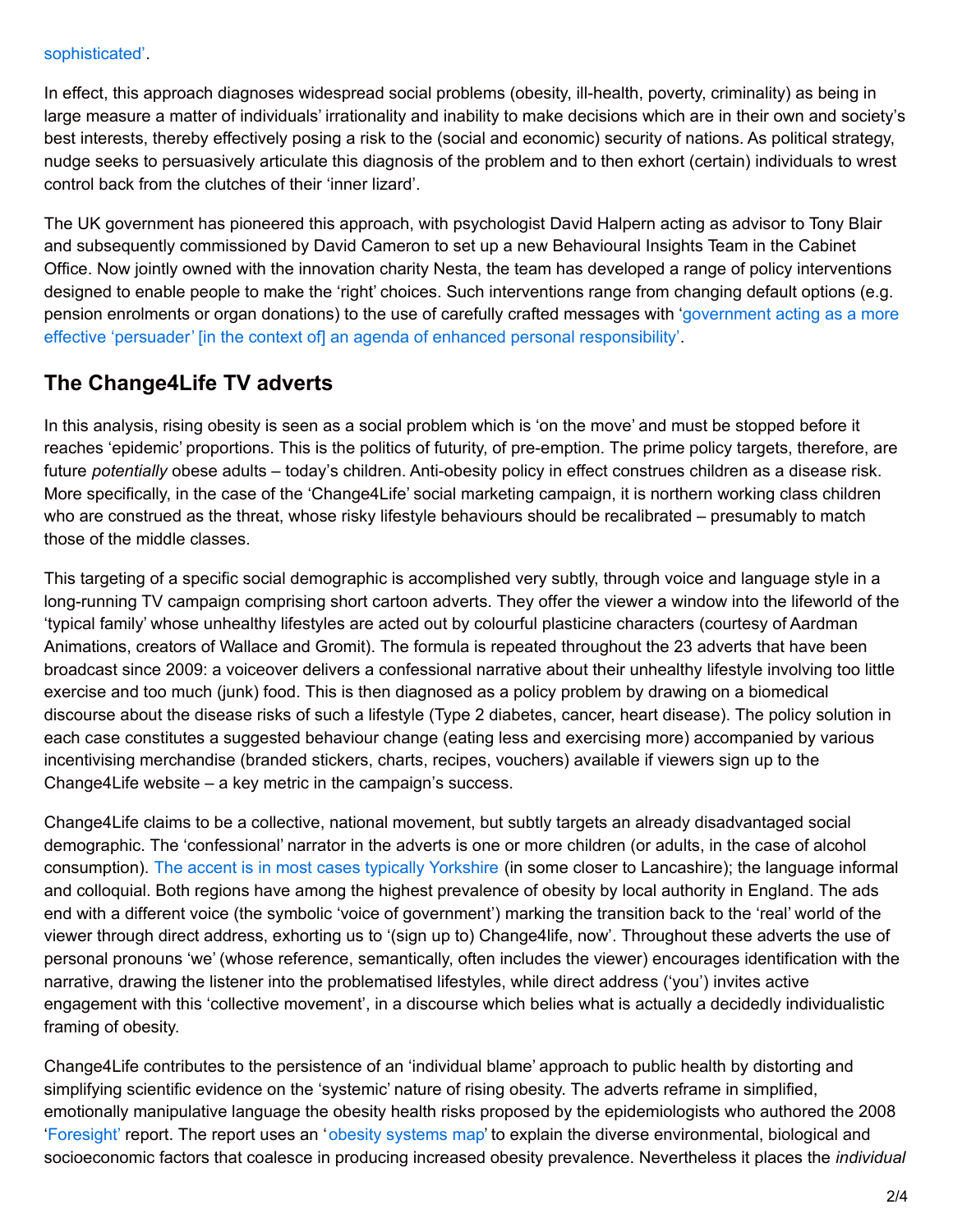sophisticated'.

In effect, this approach diagnoses widespread social problems (obesity, ill-health, poverty, criminality) as being in large measure a matter of individuals' irrationality and inability to make decisions which are in their own and society's best interests, thereby effectively posing a risk to the (social and economic) security of nations. As political strategy, nudge seeks to persuasively articulate this diagnosis of the problem and to then exhort (certain) individuals to wrest control back from the clutches of their 'inner lizard'.

The UK government has pioneered this approach, with psychologist David Halpern acting as advisor to Tony Blair and subsequently commissioned by David Cameron to set up a new Behavioural Insights Team in the Cabinet Office. Now jointly owned with the innovation charity Nesta, the team has developed a range of policy interventions designed to enable people to make the 'right' choices. Such interventions range from changing default options (e.g. pension enrolments or organ donations) to the use of carefully crafted messages with 'government acting as a more effective 'persuader' [in the context of] an agenda of enhanced personal responsibility'.

## The Change4Life TV adverts

In this analysis, rising obesity is seen as a social problem which is 'on the move' and must be stopped before it reaches 'epidemic' proportions. This is the politics of futurity, of pre-emption. The prime policy targets, therefore, are future *potentially* obese adults – today's children. Anti-obesity policy in effect construes children as a disease risk. More specifically, in the case of the 'Change4Life' social marketing campaign, it is northern working class children who are construed as the threat, whose risky lifestyle behaviours should be recalibrated – presumably to match those of the middle classes.

This targeting of a specific social demographic is accomplished very subtly, through voice and language style in a long-running TV campaign comprising short cartoon adverts. They offer the viewer a window into the lifeworld of the 'typical family' whose unhealthy lifestyles are acted out by colourful plasticine characters (courtesy of Aardman Animations, creators of Wallace and Gromit). The formula is repeated throughout the 23 adverts that have been broadcast since 2009: a voiceover delivers a confessional narrative about their unhealthy lifestyle involving too little exercise and too much (junk) food. This is then diagnosed as a policy problem by drawing on a biomedical discourse about the disease risks of such a lifestyle (Type 2 diabetes, cancer, heart disease). The policy solution in each case constitutes a suggested behaviour change (eating less and exercising more) accompanied by various incentivising merchandise (branded stickers, charts, recipes, vouchers) available if viewers sign up to the Change4Life website – a key metric in the campaign's success.

Change4Life claims to be a collective, national movement, but subtly targets an already disadvantaged social demographic. The 'confessional' narrator in the adverts is one or more children (or adults, in the case of alcohol consumption). The accent is in most cases typically Yorkshire (in some closer to Lancashire); the language informal and colloquial. Both regions have among the highest prevalence of obesity by local authority in England. The ads end with a different voice (the symbolic 'voice of government') marking the transition back to the 'real' world of the viewer through direct address, exhorting us to '(sign up to) Change4life, now'. Throughout these adverts the use of personal pronouns 'we' (whose reference, semantically, often includes the viewer) encourages identification with the narrative, drawing the listener into the problematised lifestyles, while direct address ('you') invites active engagement with this 'collective movement', in a discourse which belies what is actually a decidedly individualistic framing of obesity.

Change4Life contributes to the persistence of an 'individual blame' approach to public health by distorting and simplifying scientific evidence on the 'systemic' nature of rising obesity. The adverts reframe in simplified, emotionally manipulative language the obesity health risks proposed by the epidemiologists who authored the 2008 'Foresight' report. The report uses an 'obesity systems map' to explain the diverse environmental, biological and socioeconomic factors that coalesce in producing increased obesity prevalence. Nevertheless it places the *individual*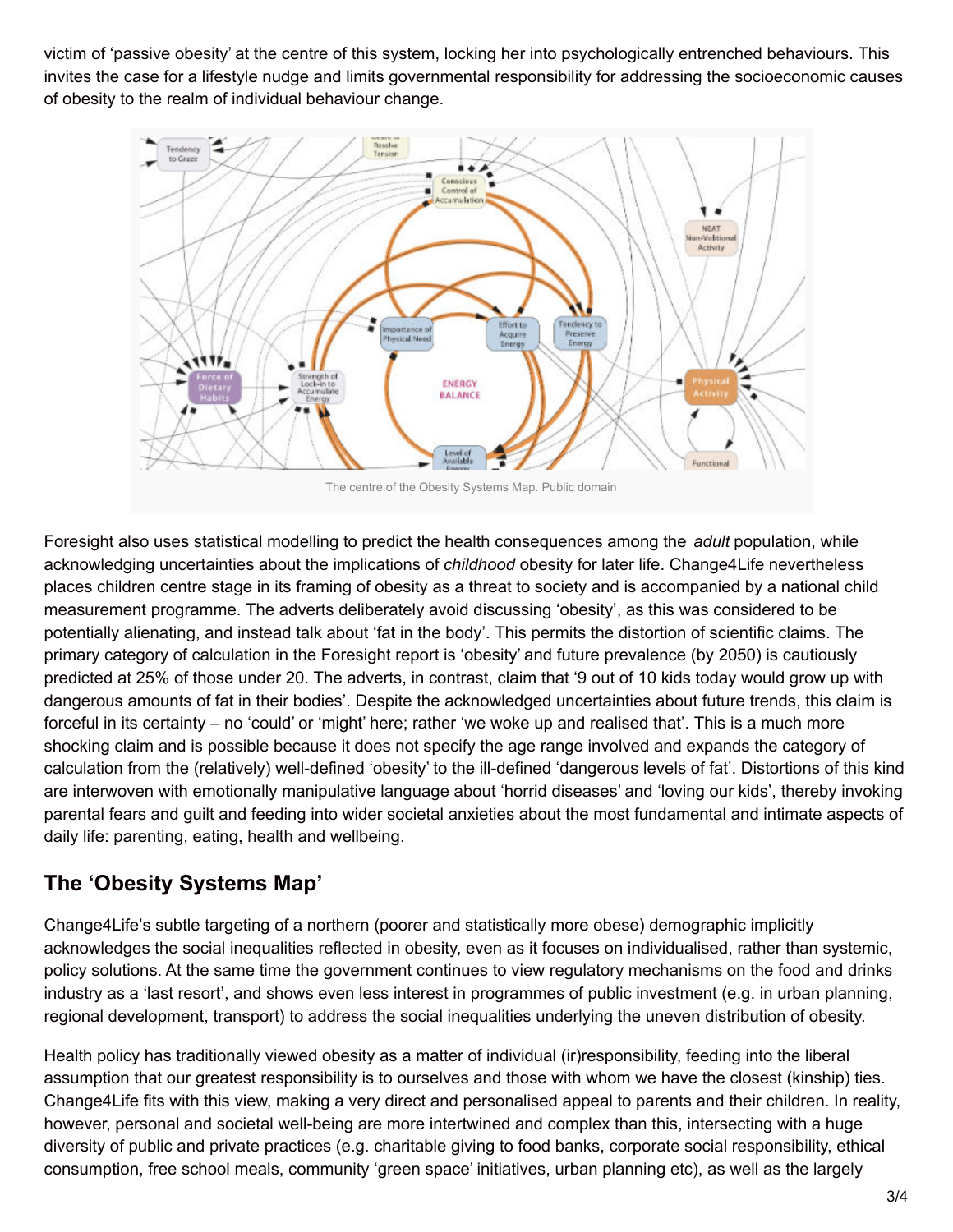victim of 'passive obesity' at the centre of this system, locking her into psychologically entrenched behaviours. This invites the case for a lifestyle nudge and limits governmental responsibility for addressing the socioeconomic causes of obesity to the realm of individual behaviour change.

The centre of the Obesity Systems Map. Public domain

Foresight also uses statistical modelling to predict the health consequences among the *adult* population, while acknowledging uncertainties about the implications of *childhood* obesity for later life. Change4Life nevertheless places children centre stage in its framing of obesity as a threat to society and is accompanied by a national child measurement programme. The adverts deliberately avoid discussing 'obesity', as this was considered to be potentially alienating, and instead talk about 'fat in the body'. This permits the distortion of scientific claims. The primary category of calculation in the Foresight report is 'obesity' and future prevalence (by 2050) is cautiously predicted at 25% of those under 20. The adverts, in contrast, claim that '9 out of 10 kids today would grow up with dangerous amounts of fat in their bodies'. Despite the acknowledged uncertainties about future trends, this claim is forceful in its certainty – no 'could' or 'might' here; rather 'we woke up and realised that'. This is a much more shocking claim and is possible because it does not specify the age range involved and expands the category of calculation from the (relatively) well-defined 'obesity' to the ill-defined 'dangerous levels of fat'. Distortions of this kind are interwoven with emotionally manipulative language about 'horrid diseases' and 'loving our kids', thereby invoking parental fears and guilt and feeding into wider societal anxieties about the most fundamental and intimate aspects of daily life: parenting, eating, health and wellbeing.

## The 'Obesity Systems Map'

Change4Life's subtle targeting of a northern (poorer and statistically more obese) demographic implicitly acknowledges the social inequalities reflected in obesity, even as it focuses on individualised, rather than systemic, policy solutions. At the same time the government continues to view regulatory mechanisms on the food and drinks industry as a 'last resort', and shows even less interest in programmes of public investment (e.g. in urban planning, regional development, transport) to address the social inequalities underlying the uneven distribution of obesity.

Health policy has traditionally viewed obesity as a matter of individual (ir)responsibility, feeding into the liberal assumption that our greatest responsibility is to ourselves and those with whom we have the closest (kinship) ties. Change4Life fits with this view, making a very direct and personalised appeal to parents and their children. In reality, however, personal and societal well-being are more intertwined and complex than this, intersecting with a huge diversity of public and private practices (e.g. charitable giving to food banks, corporate social responsibility, ethical consumption, free school meals, community 'green space' initiatives, urban planning etc), as well as the largely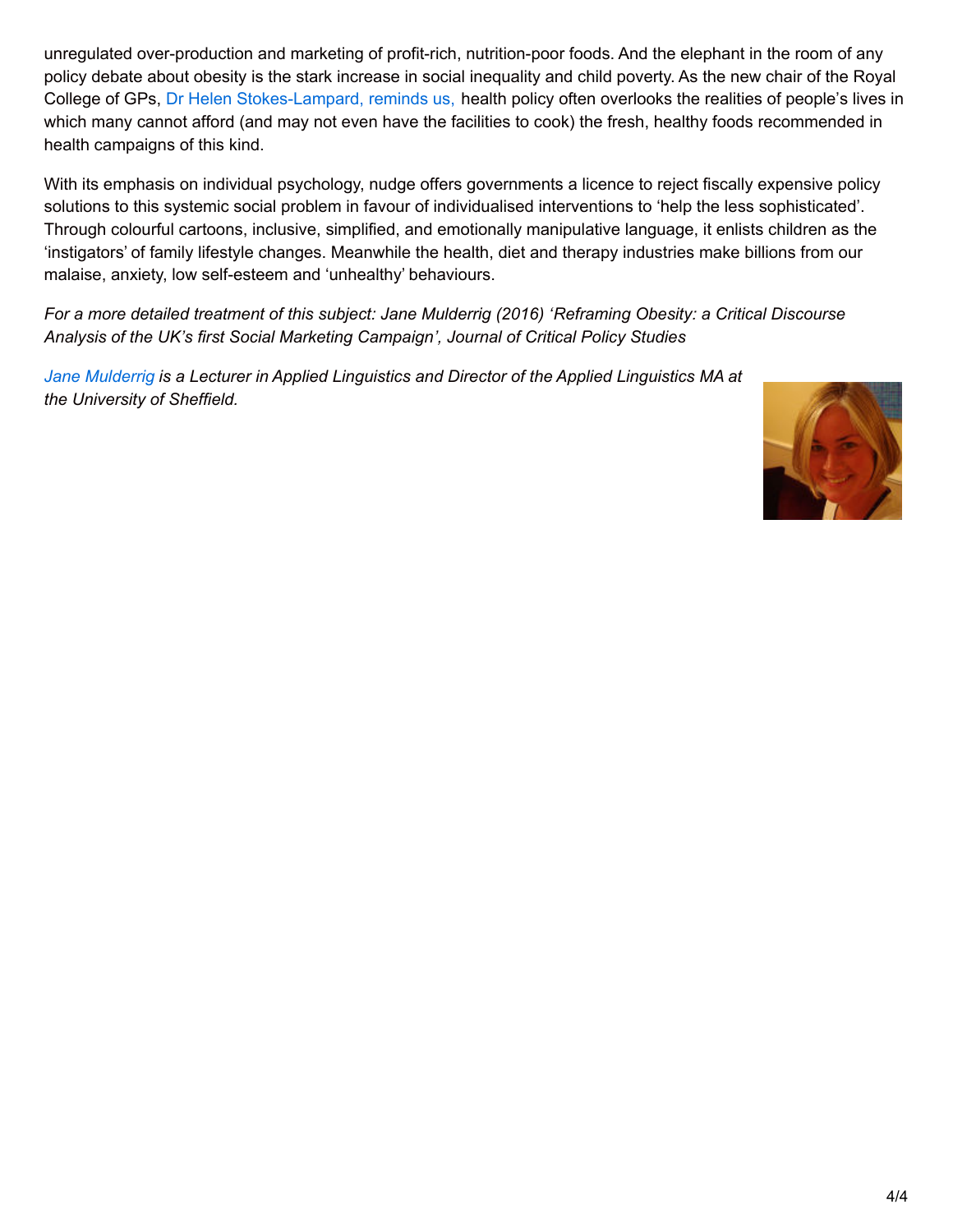unregulated over-production and marketing of profit-rich, nutrition-poor foods. And the elephant in the room of any policy debate about obesity is the stark increase in social inequality and child poverty. As the new chair of the Royal College of GPs, Dr Helen Stokes-Lampard, reminds us, health policy often overlooks the realities of people's lives in which many cannot afford (and may not even have the facilities to cook) the fresh, healthy foods recommended in health campaigns of this kind.

With its emphasis on individual psychology, nudge offers governments a licence to reject fiscally expensive policy solutions to this systemic social problem in favour of individualised interventions to 'help the less sophisticated'. Through colourful cartoons, inclusive, simplified, and emotionally manipulative language, it enlists children as the 'instigators' of family lifestyle changes. Meanwhile the health, diet and therapy industries make billions from our malaise, anxiety, low self-esteem and 'unhealthy' behaviours.

*For a more detailed treatment of this subject: Jane Mulderrig (2016) 'Reframing Obesity: a Critical Discourse Analysis of the UK's first Social Marketing Campaign', Journal of Critical Policy Studies*

*Jane Mulderrig is a Lecturer in Applied Linguistics and Director of the Applied Linguistics MA at the University of Sheffield.*